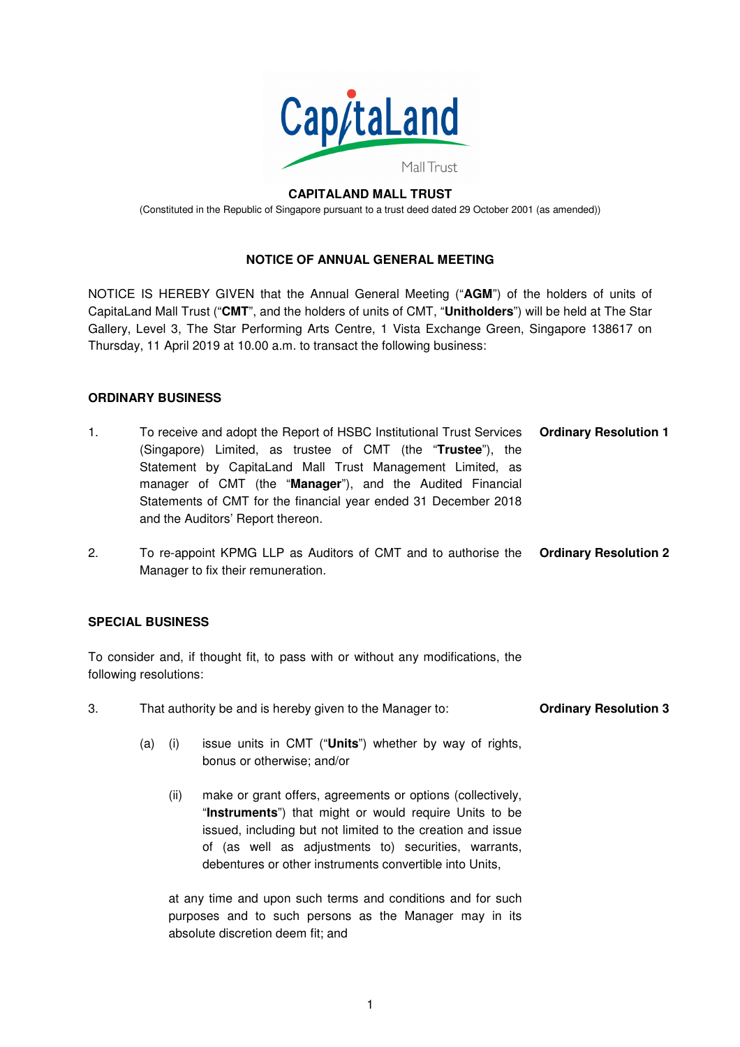# CAPITALAND MALL TRUST

(Constituted in the Republic of Singapore pursuant to a trust deed dated 29 October 2001 (as amended))

## NOTICE OF ANNUAL GENERAL MEETING

NOTICE IS HEREBY GIVEN that the Annual General Meeting ("**AGM**") of the holders of units of CapitaLand Mall Trust ("**CMT**", and the holders of units of CMT, "**Unitholders**") will be held at The Star Gallery, Level 3, The Star Performing Arts Centre, 1 Vista Exchange Green, Singapore 138617 on Thursday, 11 April 2019 at 10.00 a.m. to transact the following business:

### ORDINARY BUSINESS

1. To receive and adopt the Report of HSBC Institutional Trust Services (Singapore) Limited, as trustee of CMT (the "**Trustee**"), the Statement by CapitaLand Mall Trust Management Limited, as manager of CMT (the "**Manager**"), and the Audited Financial Statements of CMT for the financial year ended 31 December 2018 and the Auditors' Report thereon. **Ordinary Resolution 1**

2. To re-appoint KPMG LLP as Auditors of CMT and to authorise the Manager to fix their remuneration. **Ordinary Resolution 2**

### SPECIAL BUSINESS

To consider and, if thought fit, to pass with or without any modifications, the following resolutions:

3. That authority be and is hereby given to the Manager to: **Ordinary Resolution 3**

   (a) (i) issue units in CMT ("**Units**") whether by way of rights, bonus or otherwise; and/or

   (ii) make or grant offers, agreements or options (collectively, "**Instruments**") that might or would require Units to be issued, including but not limited to the creation and issue of (as well as adjustments to) securities, warrants, debentures or other instruments convertible into Units,

   at any time and upon such terms and conditions and for such purposes and to such persons as the Manager may in its absolute discretion deem fit; and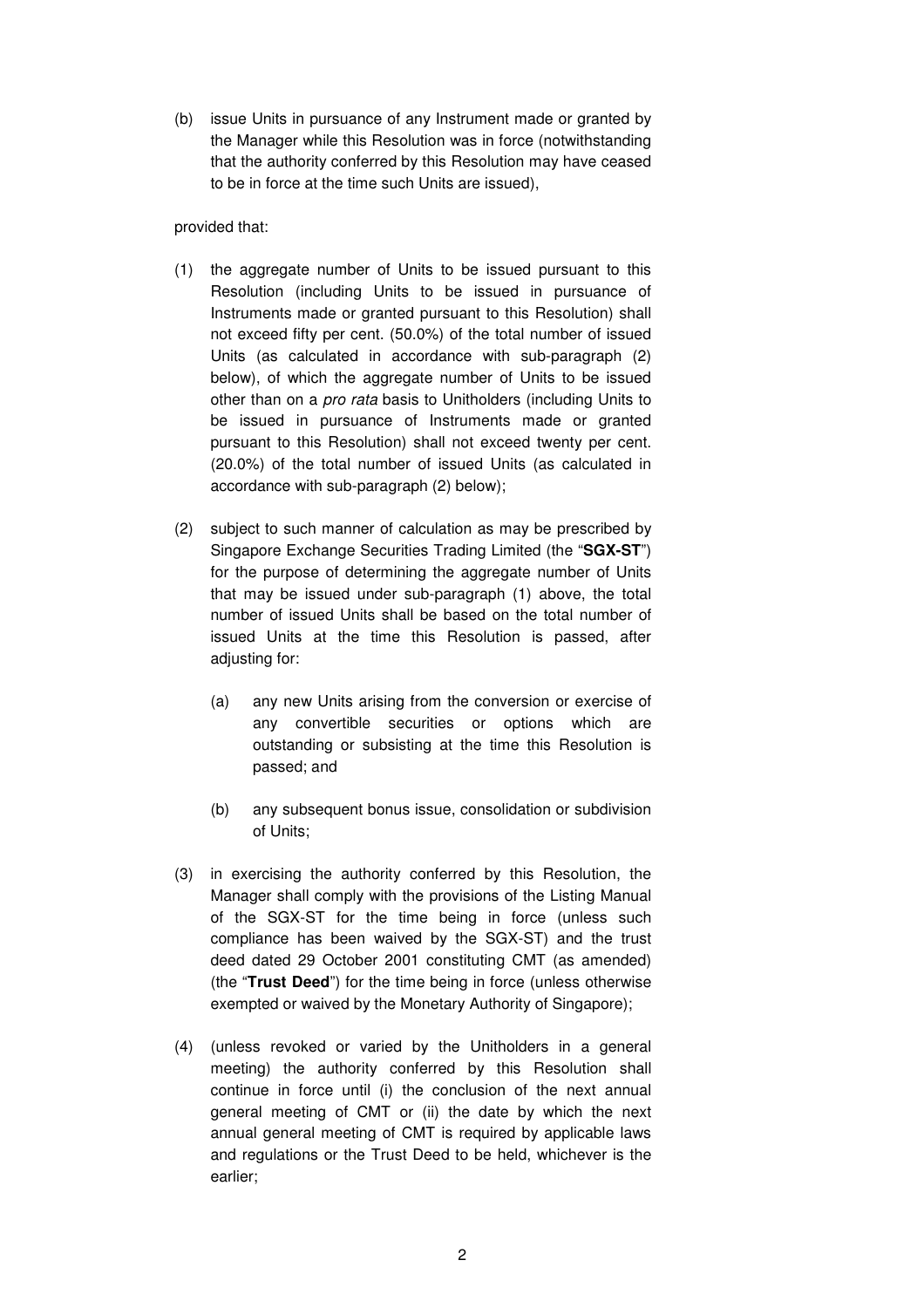(b) issue Units in pursuance of any Instrument made or granted by the Manager while this Resolution was in force (notwithstanding that the authority conferred by this Resolution may have ceased to be in force at the time such Units are issued),

provided that:

(1) the aggregate number of Units to be issued pursuant to this Resolution (including Units to be issued in pursuance of Instruments made or granted pursuant to this Resolution) shall not exceed fifty per cent. (50.0%) of the total number of issued Units (as calculated in accordance with sub-paragraph (2) below), of which the aggregate number of Units to be issued other than on a *pro rata* basis to Unitholders (including Units to be issued in pursuance of Instruments made or granted pursuant to this Resolution) shall not exceed twenty per cent. (20.0%) of the total number of issued Units (as calculated in accordance with sub-paragraph (2) below);

(2) subject to such manner of calculation as may be prescribed by Singapore Exchange Securities Trading Limited (the "**SGX-ST**") for the purpose of determining the aggregate number of Units that may be issued under sub-paragraph (1) above, the total number of issued Units shall be based on the total number of issued Units at the time this Resolution is passed, after adjusting for:

   (a) any new Units arising from the conversion or exercise of any convertible securities or options which are outstanding or subsisting at the time this Resolution is passed; and

   (b) any subsequent bonus issue, consolidation or subdivision of Units;

(3) in exercising the authority conferred by this Resolution, the Manager shall comply with the provisions of the Listing Manual of the SGX-ST for the time being in force (unless such compliance has been waived by the SGX-ST) and the trust deed dated 29 October 2001 constituting CMT (as amended) (the "**Trust Deed**") for the time being in force (unless otherwise exempted or waived by the Monetary Authority of Singapore);

(4) (unless revoked or varied by the Unitholders in a general meeting) the authority conferred by this Resolution shall continue in force until (i) the conclusion of the next annual general meeting of CMT or (ii) the date by which the next annual general meeting of CMT is required by applicable laws and regulations or the Trust Deed to be held, whichever is the earlier;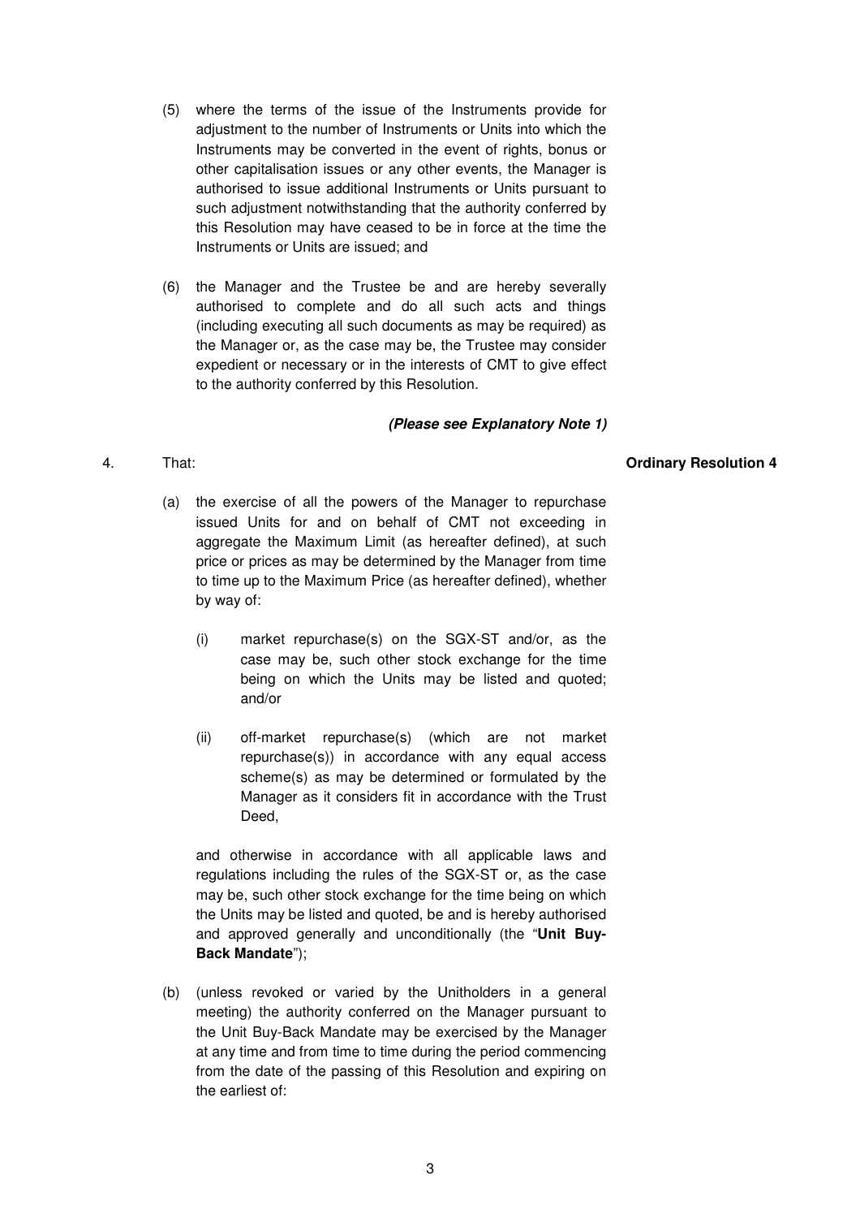(5) where the terms of the issue of the Instruments provide for adjustment to the number of Instruments or Units into which the Instruments may be converted in the event of rights, bonus or other capitalisation issues or any other events, the Manager is authorised to issue additional Instruments or Units pursuant to such adjustment notwithstanding that the authority conferred by this Resolution may have ceased to be in force at the time the Instruments or Units are issued; and

(6) the Manager and the Trustee be and are hereby severally authorised to complete and do all such acts and things (including executing all such documents as may be required) as the Manager or, as the case may be, the Trustee may consider expedient or necessary or in the interests of CMT to give effect to the authority conferred by this Resolution.

***(Please see Explanatory Note 1)***

4. That: **Ordinary Resolution 4**

(a) the exercise of all the powers of the Manager to repurchase issued Units for and on behalf of CMT not exceeding in aggregate the Maximum Limit (as hereafter defined), at such price or prices as may be determined by the Manager from time to time up to the Maximum Price (as hereafter defined), whether by way of:

(i) market repurchase(s) on the SGX-ST and/or, as the case may be, such other stock exchange for the time being on which the Units may be listed and quoted; and/or

(ii) off-market repurchase(s) (which are not market repurchase(s)) in accordance with any equal access scheme(s) as may be determined or formulated by the Manager as it considers fit in accordance with the Trust Deed,

and otherwise in accordance with all applicable laws and regulations including the rules of the SGX-ST or, as the case may be, such other stock exchange for the time being on which the Units may be listed and quoted, be and is hereby authorised and approved generally and unconditionally (the "**Unit Buy-Back Mandate**");

(b) (unless revoked or varied by the Unitholders in a general meeting) the authority conferred on the Manager pursuant to the Unit Buy-Back Mandate may be exercised by the Manager at any time and from time to time during the period commencing from the date of the passing of this Resolution and expiring on the earliest of: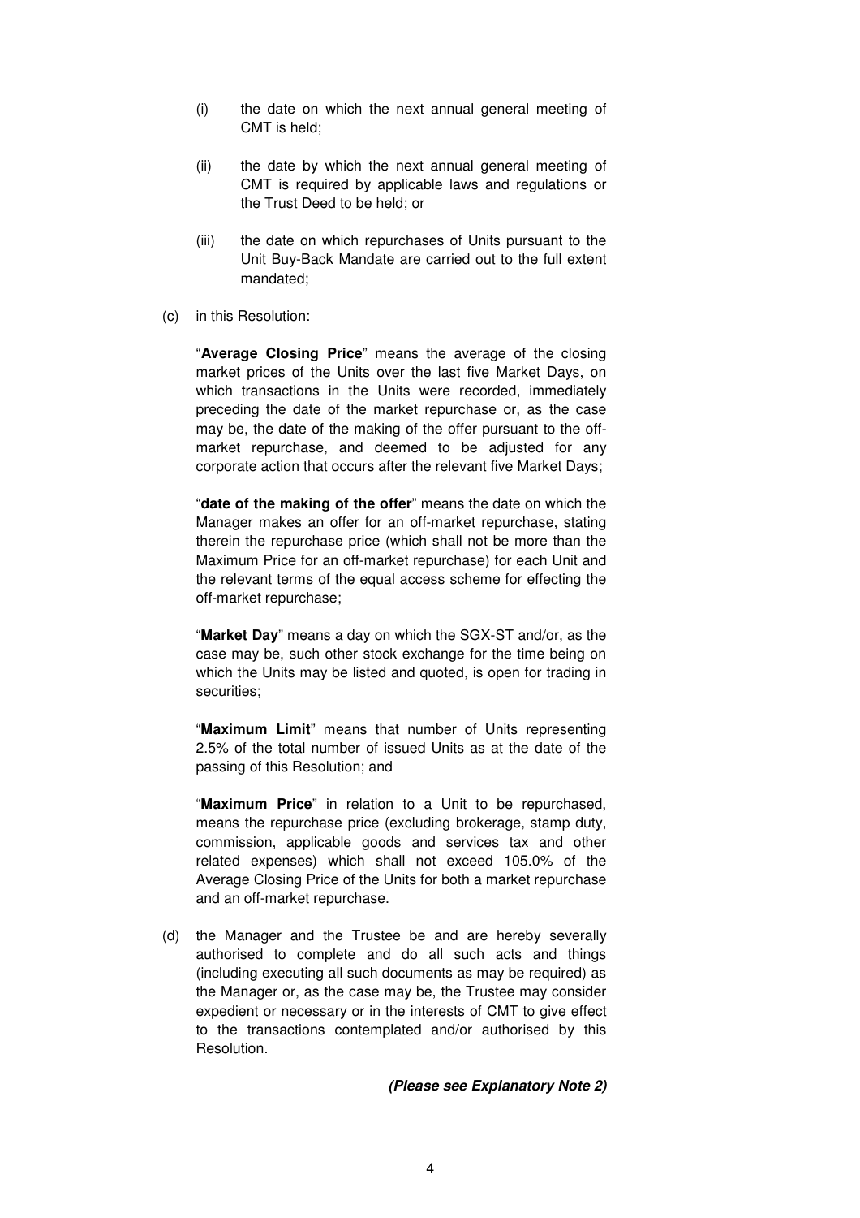(i) the date on which the next annual general meeting of CMT is held;

(ii) the date by which the next annual general meeting of CMT is required by applicable laws and regulations or the Trust Deed to be held; or

(iii) the date on which repurchases of Units pursuant to the Unit Buy-Back Mandate are carried out to the full extent mandated;

(c) in this Resolution:

"**Average Closing Price**" means the average of the closing market prices of the Units over the last five Market Days, on which transactions in the Units were recorded, immediately preceding the date of the market repurchase or, as the case may be, the date of the making of the offer pursuant to the off-market repurchase, and deemed to be adjusted for any corporate action that occurs after the relevant five Market Days;

"**date of the making of the offer**" means the date on which the Manager makes an offer for an off-market repurchase, stating therein the repurchase price (which shall not be more than the Maximum Price for an off-market repurchase) for each Unit and the relevant terms of the equal access scheme for effecting the off-market repurchase;

"**Market Day**" means a day on which the SGX-ST and/or, as the case may be, such other stock exchange for the time being on which the Units may be listed and quoted, is open for trading in securities;

"**Maximum Limit**" means that number of Units representing 2.5% of the total number of issued Units as at the date of the passing of this Resolution; and

"**Maximum Price**" in relation to a Unit to be repurchased, means the repurchase price (excluding brokerage, stamp duty, commission, applicable goods and services tax and other related expenses) which shall not exceed 105.0% of the Average Closing Price of the Units for both a market repurchase and an off-market repurchase.

(d) the Manager and the Trustee be and are hereby severally authorised to complete and do all such acts and things (including executing all such documents as may be required) as the Manager or, as the case may be, the Trustee may consider expedient or necessary or in the interests of CMT to give effect to the transactions contemplated and/or authorised by this Resolution.

***(Please see Explanatory Note 2)***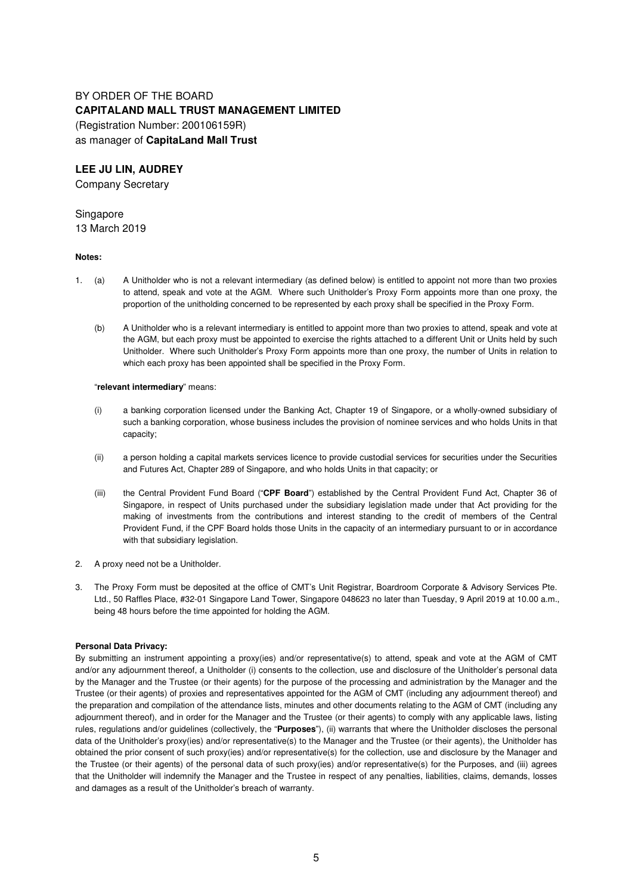BY ORDER OF THE BOARD
**CAPITALAND MALL TRUST MANAGEMENT LIMITED**
(Registration Number: 200106159R)
as manager of **CapitaLand Mall Trust**

**LEE JU LIN, AUDREY**
Company Secretary

Singapore
13 March 2019

**Notes:**

1. (a) A Unitholder who is not a relevant intermediary (as defined below) is entitled to appoint not more than two proxies to attend, speak and vote at the AGM. Where such Unitholder's Proxy Form appoints more than one proxy, the proportion of the unitholding concerned to be represented by each proxy shall be specified in the Proxy Form.

   (b) A Unitholder who is a relevant intermediary is entitled to appoint more than two proxies to attend, speak and vote at the AGM, but each proxy must be appointed to exercise the rights attached to a different Unit or Units held by such Unitholder. Where such Unitholder's Proxy Form appoints more than one proxy, the number of Units in relation to which each proxy has been appointed shall be specified in the Proxy Form.

   "**relevant intermediary**" means:

   (i) a banking corporation licensed under the Banking Act, Chapter 19 of Singapore, or a wholly-owned subsidiary of such a banking corporation, whose business includes the provision of nominee services and who holds Units in that capacity;

   (ii) a person holding a capital markets services licence to provide custodial services for securities under the Securities and Futures Act, Chapter 289 of Singapore, and who holds Units in that capacity; or

   (iii) the Central Provident Fund Board ("**CPF Board**") established by the Central Provident Fund Act, Chapter 36 of Singapore, in respect of Units purchased under the subsidiary legislation made under that Act providing for the making of investments from the contributions and interest standing to the credit of members of the Central Provident Fund, if the CPF Board holds those Units in the capacity of an intermediary pursuant to or in accordance with that subsidiary legislation.

2. A proxy need not be a Unitholder.

3. The Proxy Form must be deposited at the office of CMT's Unit Registrar, Boardroom Corporate & Advisory Services Pte. Ltd., 50 Raffles Place, #32-01 Singapore Land Tower, Singapore 048623 no later than Tuesday, 9 April 2019 at 10.00 a.m., being 48 hours before the time appointed for holding the AGM.

**Personal Data Privacy:**

By submitting an instrument appointing a proxy(ies) and/or representative(s) to attend, speak and vote at the AGM of CMT and/or any adjournment thereof, a Unitholder (i) consents to the collection, use and disclosure of the Unitholder's personal data by the Manager and the Trustee (or their agents) for the purpose of the processing and administration by the Manager and the Trustee (or their agents) of proxies and representatives appointed for the AGM of CMT (including any adjournment thereof) and the preparation and compilation of the attendance lists, minutes and other documents relating to the AGM of CMT (including any adjournment thereof), and in order for the Manager and the Trustee (or their agents) to comply with any applicable laws, listing rules, regulations and/or guidelines (collectively, the "**Purposes**"), (ii) warrants that where the Unitholder discloses the personal data of the Unitholder's proxy(ies) and/or representative(s) to the Manager and the Trustee (or their agents), the Unitholder has obtained the prior consent of such proxy(ies) and/or representative(s) for the collection, use and disclosure by the Manager and the Trustee (or their agents) of the personal data of such proxy(ies) and/or representative(s) for the Purposes, and (iii) agrees that the Unitholder will indemnify the Manager and the Trustee in respect of any penalties, liabilities, claims, demands, losses and damages as a result of the Unitholder's breach of warranty.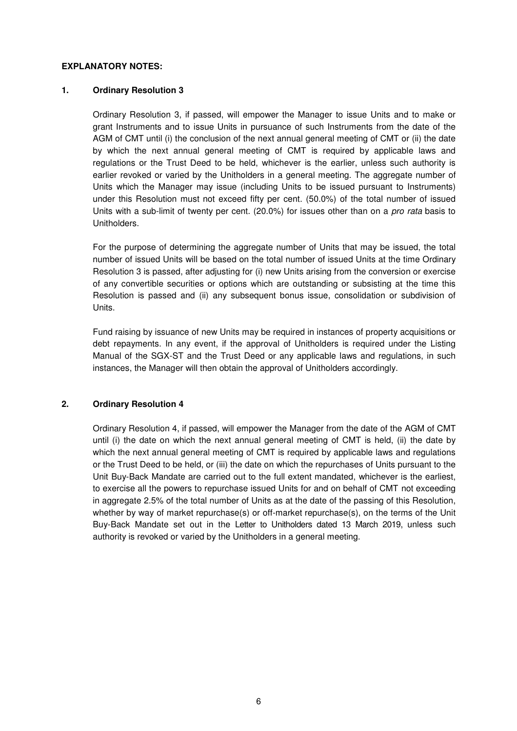**EXPLANATORY NOTES:**

**1. Ordinary Resolution 3**

Ordinary Resolution 3, if passed, will empower the Manager to issue Units and to make or grant Instruments and to issue Units in pursuance of such Instruments from the date of the AGM of CMT until (i) the conclusion of the next annual general meeting of CMT or (ii) the date by which the next annual general meeting of CMT is required by applicable laws and regulations or the Trust Deed to be held, whichever is the earlier, unless such authority is earlier revoked or varied by the Unitholders in a general meeting. The aggregate number of Units which the Manager may issue (including Units to be issued pursuant to Instruments) under this Resolution must not exceed fifty per cent. (50.0%) of the total number of issued Units with a sub-limit of twenty per cent. (20.0%) for issues other than on a *pro rata* basis to Unitholders.

For the purpose of determining the aggregate number of Units that may be issued, the total number of issued Units will be based on the total number of issued Units at the time Ordinary Resolution 3 is passed, after adjusting for (i) new Units arising from the conversion or exercise of any convertible securities or options which are outstanding or subsisting at the time this Resolution is passed and (ii) any subsequent bonus issue, consolidation or subdivision of Units.

Fund raising by issuance of new Units may be required in instances of property acquisitions or debt repayments. In any event, if the approval of Unitholders is required under the Listing Manual of the SGX-ST and the Trust Deed or any applicable laws and regulations, in such instances, the Manager will then obtain the approval of Unitholders accordingly.

**2. Ordinary Resolution 4**

Ordinary Resolution 4, if passed, will empower the Manager from the date of the AGM of CMT until (i) the date on which the next annual general meeting of CMT is held, (ii) the date by which the next annual general meeting of CMT is required by applicable laws and regulations or the Trust Deed to be held, or (iii) the date on which the repurchases of Units pursuant to the Unit Buy-Back Mandate are carried out to the full extent mandated, whichever is the earliest, to exercise all the powers to repurchase issued Units for and on behalf of CMT not exceeding in aggregate 2.5% of the total number of Units as at the date of the passing of this Resolution, whether by way of market repurchase(s) or off-market repurchase(s), on the terms of the Unit Buy-Back Mandate set out in the Letter to Unitholders dated 13 March 2019, unless such authority is revoked or varied by the Unitholders in a general meeting.